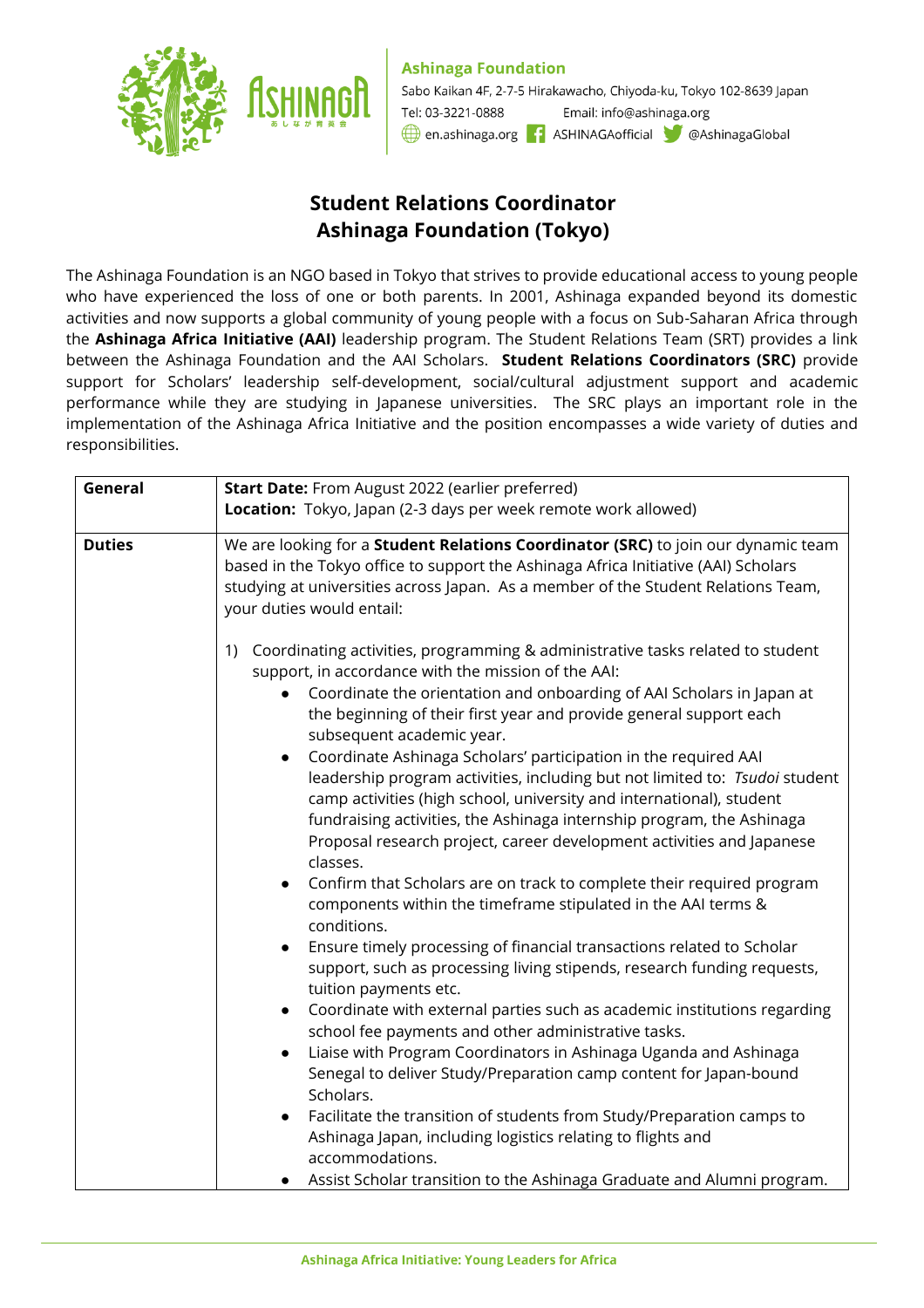Ashinaga Foundation
Sabo Kaikan 4F, 2-7-5 Hirakawacho, Chiyoda-ku, Tokyo 102-8639 Japan
Tel: 03-3221-0888 Email: info@ashinaga.org
en.ashinaga.org ASHINAGAofficial @AshinagaGlobal

# Student Relations Coordinator
# Ashinaga Foundation (Tokyo)

The Ashinaga Foundation is an NGO based in Tokyo that strives to provide educational access to young people who have experienced the loss of one or both parents. In 2001, Ashinaga expanded beyond its domestic activities and now supports a global community of young people with a focus on Sub-Saharan Africa through the **Ashinaga Africa Initiative (AAI)** leadership program. The Student Relations Team (SRT) provides a link between the Ashinaga Foundation and the AAI Scholars. **Student Relations Coordinators (SRC)** provide support for Scholars' leadership self-development, social/cultural adjustment support and academic performance while they are studying in Japanese universities. The SRC plays an important role in the implementation of the Ashinaga Africa Initiative and the position encompasses a wide variety of duties and responsibilities.

| | |
|---|---|
| **General** | **Start Date:** From August 2022 (earlier preferred)<br>**Location:** Tokyo, Japan (2-3 days per week remote work allowed) |
| **Duties** | We are looking for a **Student Relations Coordinator (SRC)** to join our dynamic team based in the Tokyo office to support the Ashinaga Africa Initiative (AAI) Scholars studying at universities across Japan. As a member of the Student Relations Team, your duties would entail:<br><br>1) Coordinating activities, programming & administrative tasks related to student support, in accordance with the mission of the AAI:<br>• Coordinate the orientation and onboarding of AAI Scholars in Japan at the beginning of their first year and provide general support each subsequent academic year.<br>• Coordinate Ashinaga Scholars' participation in the required AAI leadership program activities, including but not limited to: *Tsudoi* student camp activities (high school, university and international), student fundraising activities, the Ashinaga internship program, the Ashinaga Proposal research project, career development activities and Japanese classes.<br>• Confirm that Scholars are on track to complete their required program components within the timeframe stipulated in the AAI terms & conditions.<br>• Ensure timely processing of financial transactions related to Scholar support, such as processing living stipends, research funding requests, tuition payments etc.<br>• Coordinate with external parties such as academic institutions regarding school fee payments and other administrative tasks.<br>• Liaise with Program Coordinators in Ashinaga Uganda and Ashinaga Senegal to deliver Study/Preparation camp content for Japan-bound Scholars.<br>• Facilitate the transition of students from Study/Preparation camps to Ashinaga Japan, including logistics relating to flights and accommodations.<br>• Assist Scholar transition to the Ashinaga Graduate and Alumni program. |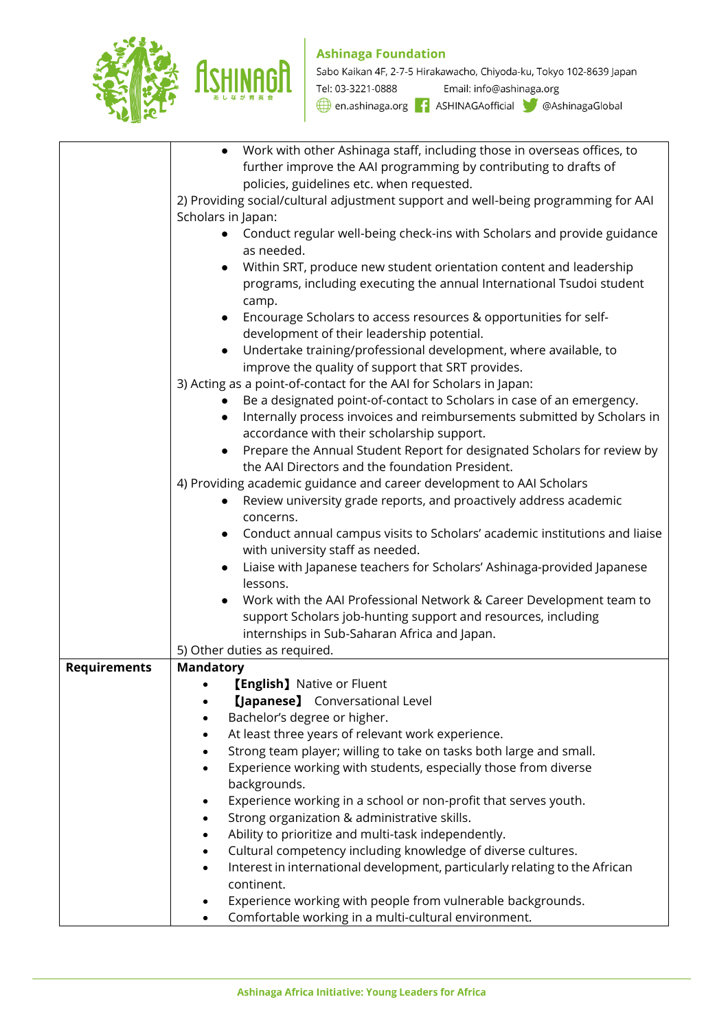| | |
|---|---|
| | • Work with other Ashinaga staff, including those in overseas offices, to further improve the AAI programming by contributing to drafts of policies, guidelines etc. when requested.<br>2) Providing social/cultural adjustment support and well-being programming for AAI Scholars in Japan:<br>• Conduct regular well-being check-ins with Scholars and provide guidance as needed.<br>• Within SRT, produce new student orientation content and leadership programs, including executing the annual International Tsudoi student camp.<br>• Encourage Scholars to access resources & opportunities for self-development of their leadership potential.<br>• Undertake training/professional development, where available, to improve the quality of support that SRT provides.<br>3) Acting as a point-of-contact for the AAI for Scholars in Japan:<br>• Be a designated point-of-contact to Scholars in case of an emergency.<br>• Internally process invoices and reimbursements submitted by Scholars in accordance with their scholarship support.<br>• Prepare the Annual Student Report for designated Scholars for review by the AAI Directors and the foundation President.<br>4) Providing academic guidance and career development to AAI Scholars<br>• Review university grade reports, and proactively address academic concerns.<br>• Conduct annual campus visits to Scholars' academic institutions and liaise with university staff as needed.<br>• Liaise with Japanese teachers for Scholars' Ashinaga-provided Japanese lessons.<br>• Work with the AAI Professional Network & Career Development team to support Scholars job-hunting support and resources, including internships in Sub-Saharan Africa and Japan.<br>5) Other duties as required. |
| **Requirements** | **Mandatory**<br>• **【English】** Native or Fluent<br>• **【Japanese】** Conversational Level<br>• Bachelor's degree or higher.<br>• At least three years of relevant work experience.<br>• Strong team player; willing to take on tasks both large and small.<br>• Experience working with students, especially those from diverse backgrounds.<br>• Experience working in a school or non-profit that serves youth.<br>• Strong organization & administrative skills.<br>• Ability to prioritize and multi-task independently.<br>• Cultural competency including knowledge of diverse cultures.<br>• Interest in international development, particularly relating to the African continent.<br>• Experience working with people from vulnerable backgrounds.<br>• Comfortable working in a multi-cultural environment. |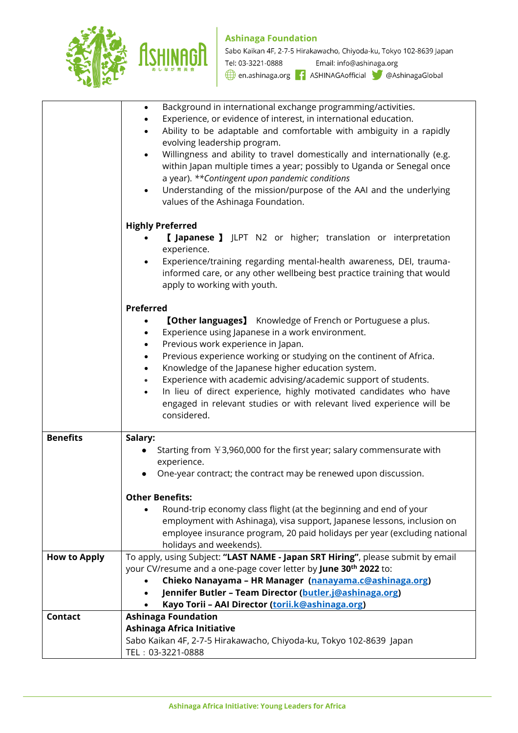| | |
|---|---|
| | • Background in international exchange programming/activities.<br>• Experience, or evidence of interest, in international education.<br>• Ability to be adaptable and comfortable with ambiguity in a rapidly evolving leadership program.<br>• Willingness and ability to travel domestically and internationally (e.g. within Japan multiple times a year; possibly to Uganda or Senegal once a year). *\*\*Contingent upon pandemic conditions*<br>• Understanding of the mission/purpose of the AAI and the underlying values of the Ashinaga Foundation.<br><br>**Highly Preferred**<br>• **【Japanese】** JLPT N2 or higher; translation or interpretation experience.<br>• Experience/training regarding mental-health awareness, DEI, trauma-informed care, or any other wellbeing best practice training that would apply to working with youth.<br><br>**Preferred**<br>• **【Other languages】** Knowledge of French or Portuguese a plus.<br>• Experience using Japanese in a work environment.<br>• Previous work experience in Japan.<br>• Previous experience working or studying on the continent of Africa.<br>• Knowledge of the Japanese higher education system.<br>• Experience with academic advising/academic support of students.<br>• In lieu of direct experience, highly motivated candidates who have engaged in relevant studies or with relevant lived experience will be considered. |
| **Benefits** | **Salary:**<br>• Starting from ￥3,960,000 for the first year; salary commensurate with experience.<br>• One-year contract; the contract may be renewed upon discussion.<br><br>**Other Benefits:**<br>• Round-trip economy class flight (at the beginning and end of your employment with Ashinaga), visa support, Japanese lessons, inclusion on employee insurance program, 20 paid holidays per year (excluding national holidays and weekends). |
| **How to Apply** | To apply, using Subject: **"LAST NAME - Japan SRT Hiring"**, please submit by email your CV/resume and a one-page cover letter by **June 30th 2022** to:<br>• **Chieko Nanayama – HR Manager (nanayama.c@ashinaga.org)**<br>• **Jennifer Butler – Team Director (butler.j@ashinaga.org)**<br>• **Kayo Torii – AAI Director (torii.k@ashinaga.org)** |
| **Contact** | **Ashinaga Foundation**<br>**Ashinaga Africa Initiative**<br>Sabo Kaikan 4F, 2-7-5 Hirakawacho, Chiyoda-ku, Tokyo 102-8639 Japan<br>TEL：03-3221-0888 |